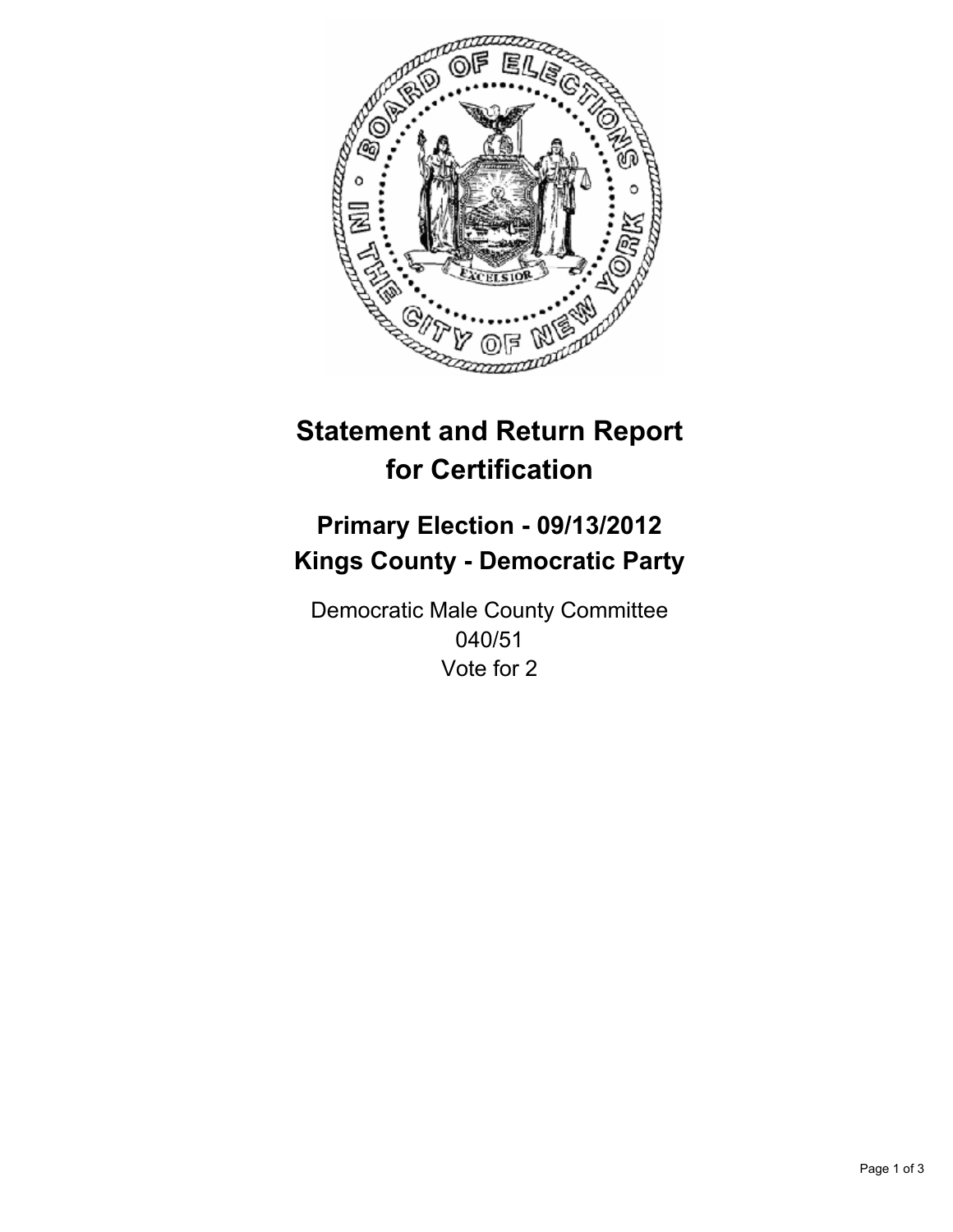# Statement and Return Report for Certification

## Primary Election - 09/13/2012
## Kings County - Democratic Party

Democratic Male County Committee
040/51
Vote for 2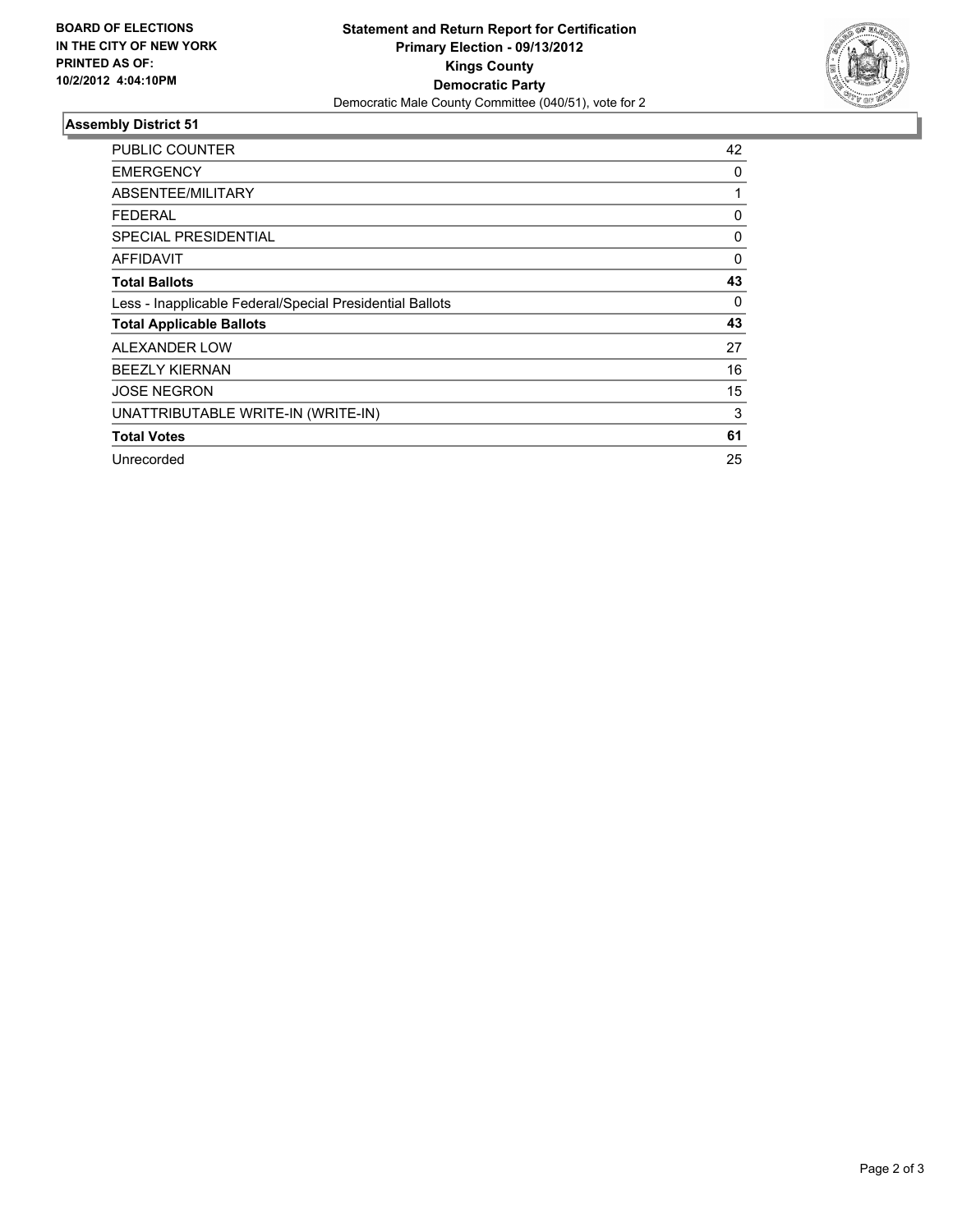**BOARD OF ELECTIONS IN THE CITY OF NEW YORK PRINTED AS OF: 10/2/2012 4:04:10PM**

# Statement and Return Report for Certification
## Primary Election - 09/13/2012
## Kings County
## Democratic Party
Democratic Male County Committee (040/51), vote for 2

### Assembly District 51

| | |
|---|---|
| PUBLIC COUNTER | 42 |
| EMERGENCY | 0 |
| ABSENTEE/MILITARY | 1 |
| FEDERAL | 0 |
| SPECIAL PRESIDENTIAL | 0 |
| AFFIDAVIT | 0 |
| **Total Ballots** | **43** |
| Less - Inapplicable Federal/Special Presidential Ballots | 0 |
| **Total Applicable Ballots** | **43** |
| ALEXANDER LOW | 27 |
| BEEZLY KIERNAN | 16 |
| JOSE NEGRON | 15 |
| UNATTRIBUTABLE WRITE-IN (WRITE-IN) | 3 |
| **Total Votes** | **61** |
| Unrecorded | 25 |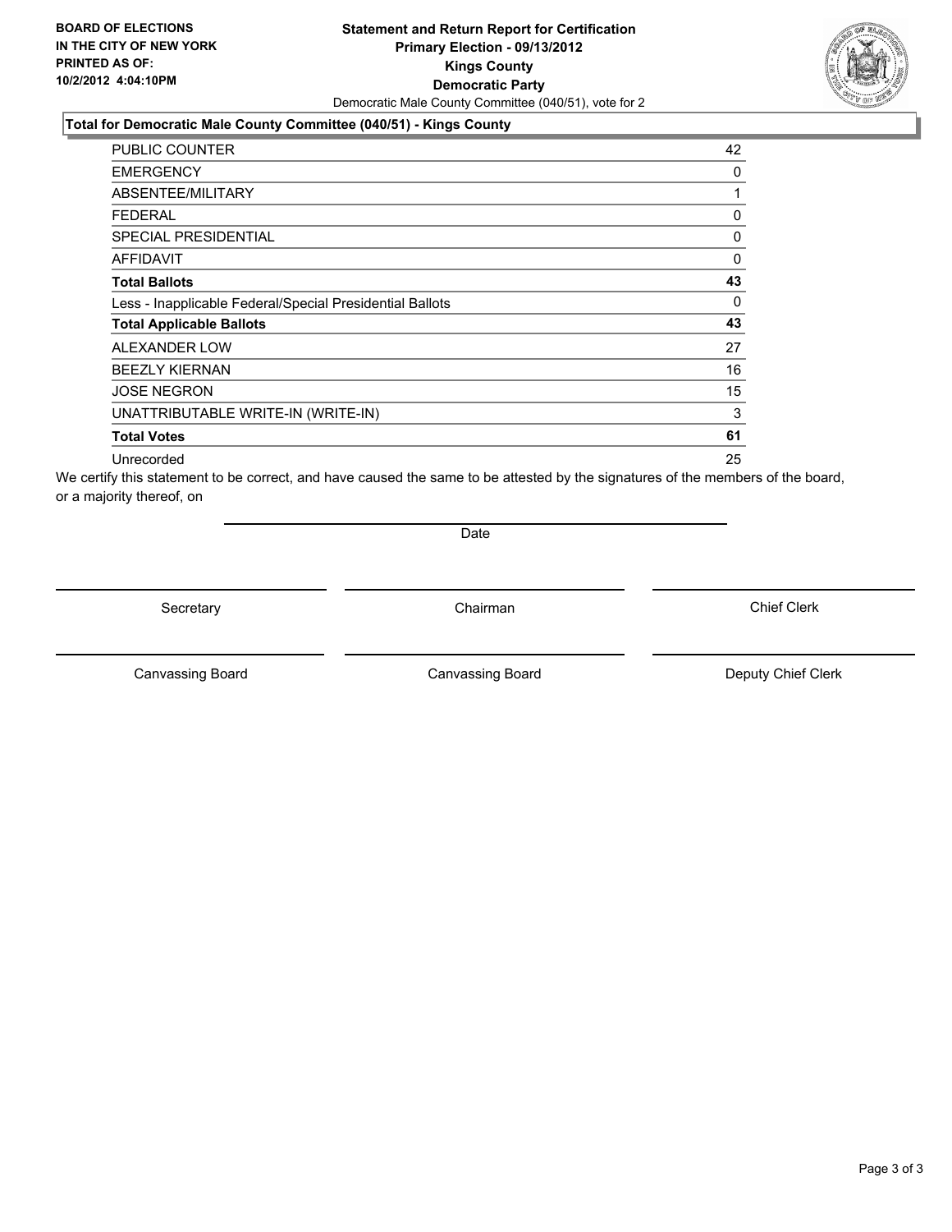**BOARD OF ELECTIONS IN THE CITY OF NEW YORK PRINTED AS OF: 10/2/2012 4:04:10PM**

**Statement and Return Report for Certification**
**Primary Election - 09/13/2012**
**Kings County**
**Democratic Party**
Democratic Male County Committee (040/51), vote for 2

### Total for Democratic Male County Committee (040/51) - Kings County

| | |
|---|---|
| PUBLIC COUNTER | 42 |
| EMERGENCY | 0 |
| ABSENTEE/MILITARY | 1 |
| FEDERAL | 0 |
| SPECIAL PRESIDENTIAL | 0 |
| AFFIDAVIT | 0 |
| **Total Ballots** | **43** |
| Less - Inapplicable Federal/Special Presidential Ballots | 0 |
| **Total Applicable Ballots** | **43** |
| ALEXANDER LOW | 27 |
| BEEZLY KIERNAN | 16 |
| JOSE NEGRON | 15 |
| UNATTRIBUTABLE WRITE-IN (WRITE-IN) | 3 |
| **Total Votes** | **61** |
| Unrecorded | 25 |

We certify this statement to be correct, and have caused the same to be attested by the signatures of the members of the board, or a majority thereof, on

Date

Secretary | Chairman | Chief Clerk

Canvassing Board | Canvassing Board | Deputy Chief Clerk